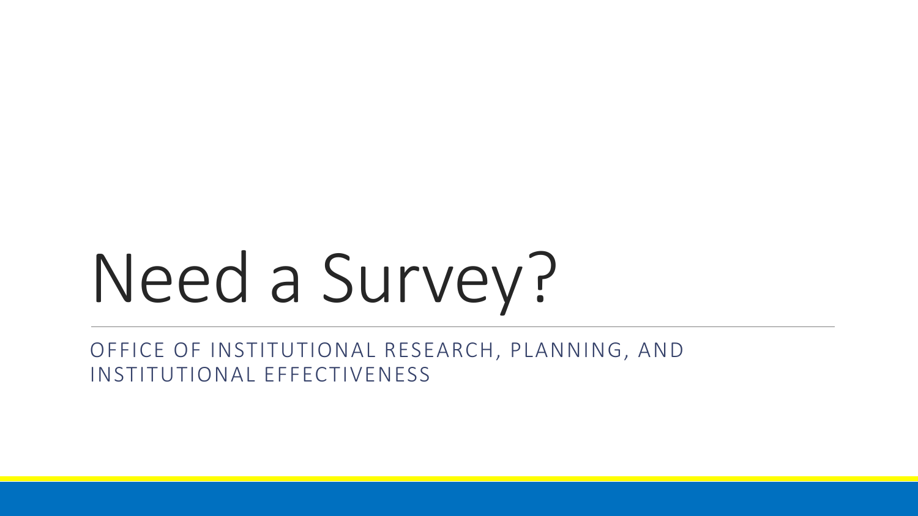# Need a Survey?

OFFICE OF INSTITUTIONAL RESEARCH, PLANNING, AND INSTITUTIONAL EFFECTIVENESS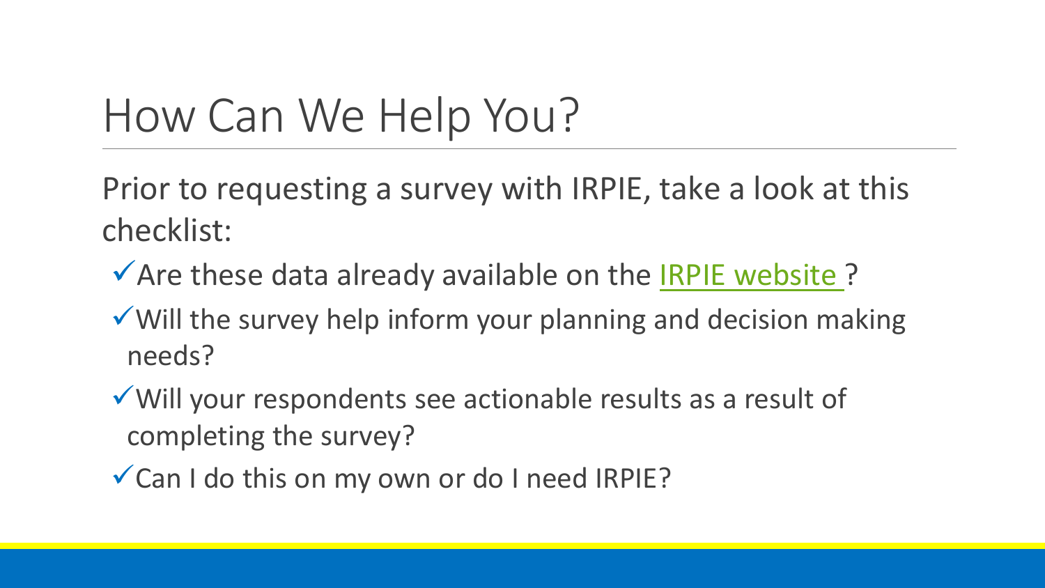# How Can We Help You?

Prior to requesting a survey with IRPIE, take a look at this checklist:

- ✓ Are these data already available on the IRPIE website ?
- ✓ Will the survey help inform your planning and decision making needs?
- ✓ Will your respondents see actionable results as a result of completing the survey?
- ✓ Can I do this on my own or do I need IRPIE?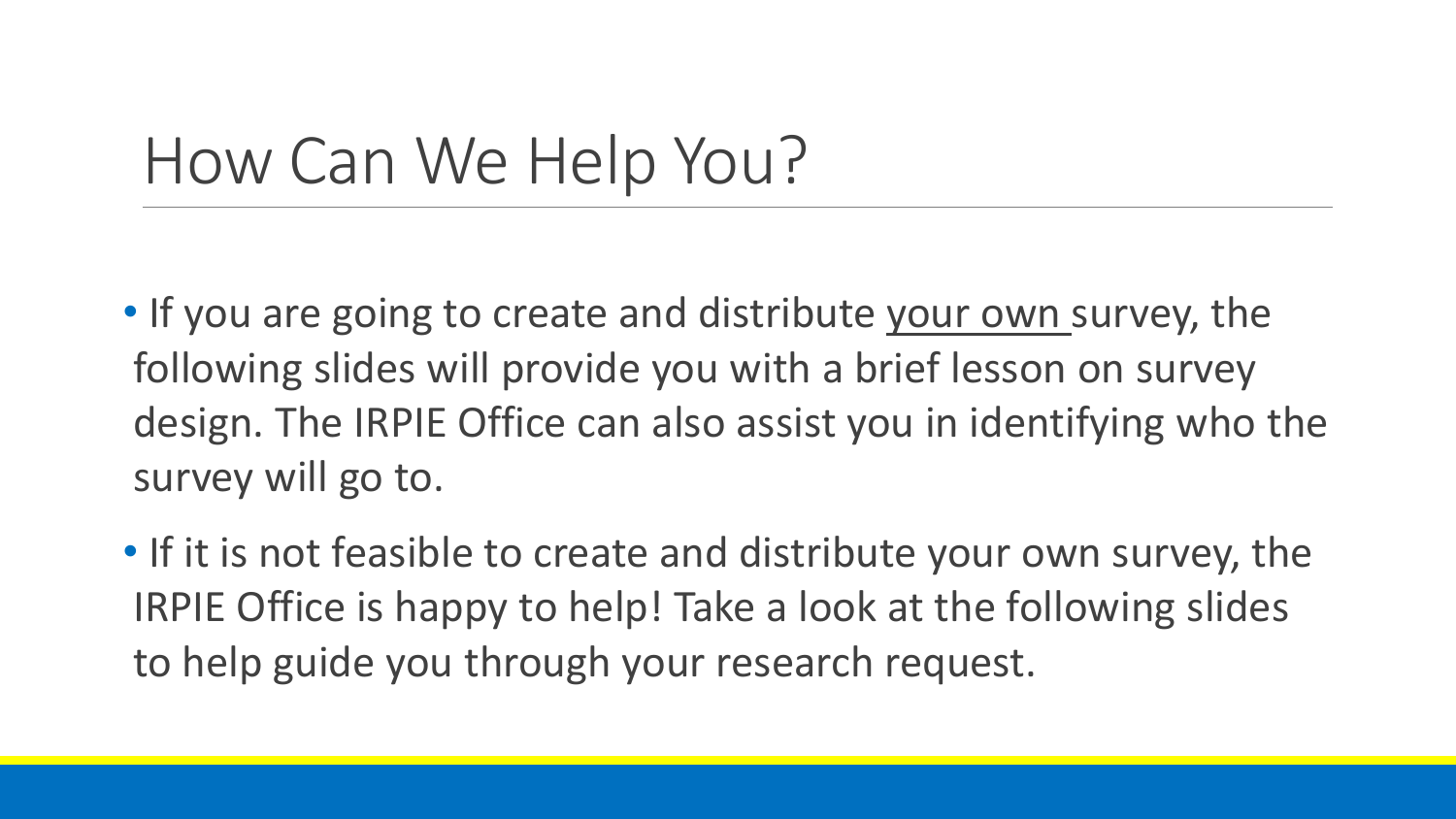# How Can We Help You?

- If you are going to create and distribute <u>your own</u> survey, the following slides will provide you with a brief lesson on survey design. The IRPIE Office can also assist you in identifying who the survey will go to.
- If it is not feasible to create and distribute your own survey, the IRPIE Office is happy to help! Take a look at the following slides to help guide you through your research request.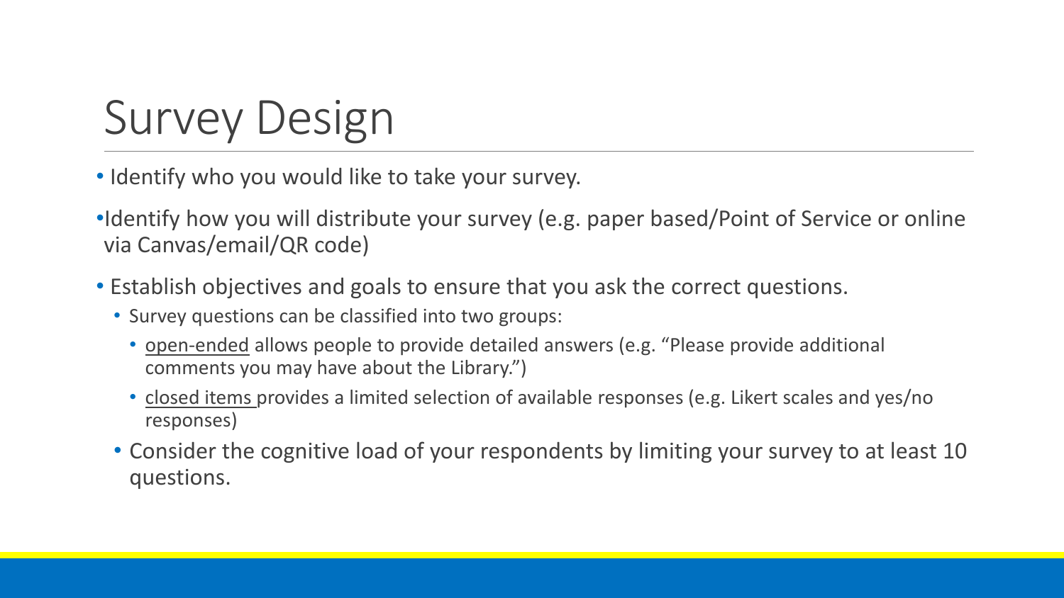# Survey Design

- Identify who you would like to take your survey.
- Identify how you will distribute your survey (e.g. paper based/Point of Service or online via Canvas/email/QR code)
- Establish objectives and goals to ensure that you ask the correct questions.
  - Survey questions can be classified into two groups:
    - open-ended allows people to provide detailed answers (e.g. "Please provide additional comments you may have about the Library.")
    - closed items provides a limited selection of available responses (e.g. Likert scales and yes/no responses)
  - Consider the cognitive load of your respondents by limiting your survey to at least 10 questions.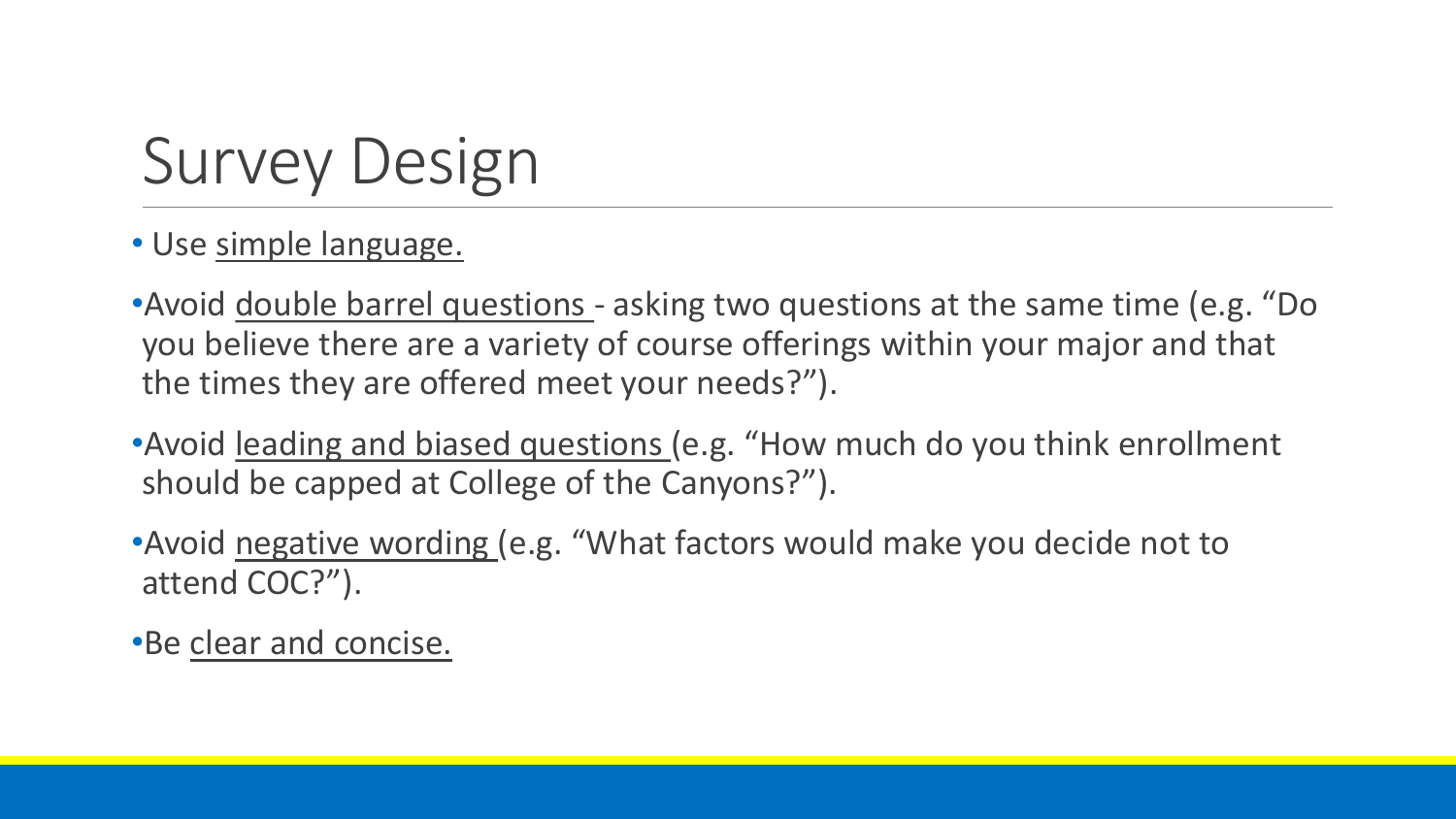# Survey Design

- Use simple language.
- Avoid double barrel questions - asking two questions at the same time (e.g. "Do you believe there are a variety of course offerings within your major and that the times they are offered meet your needs?").
- Avoid leading and biased questions (e.g. "How much do you think enrollment should be capped at College of the Canyons?").
- Avoid negative wording (e.g. "What factors would make you decide not to attend COC?").
- Be clear and concise.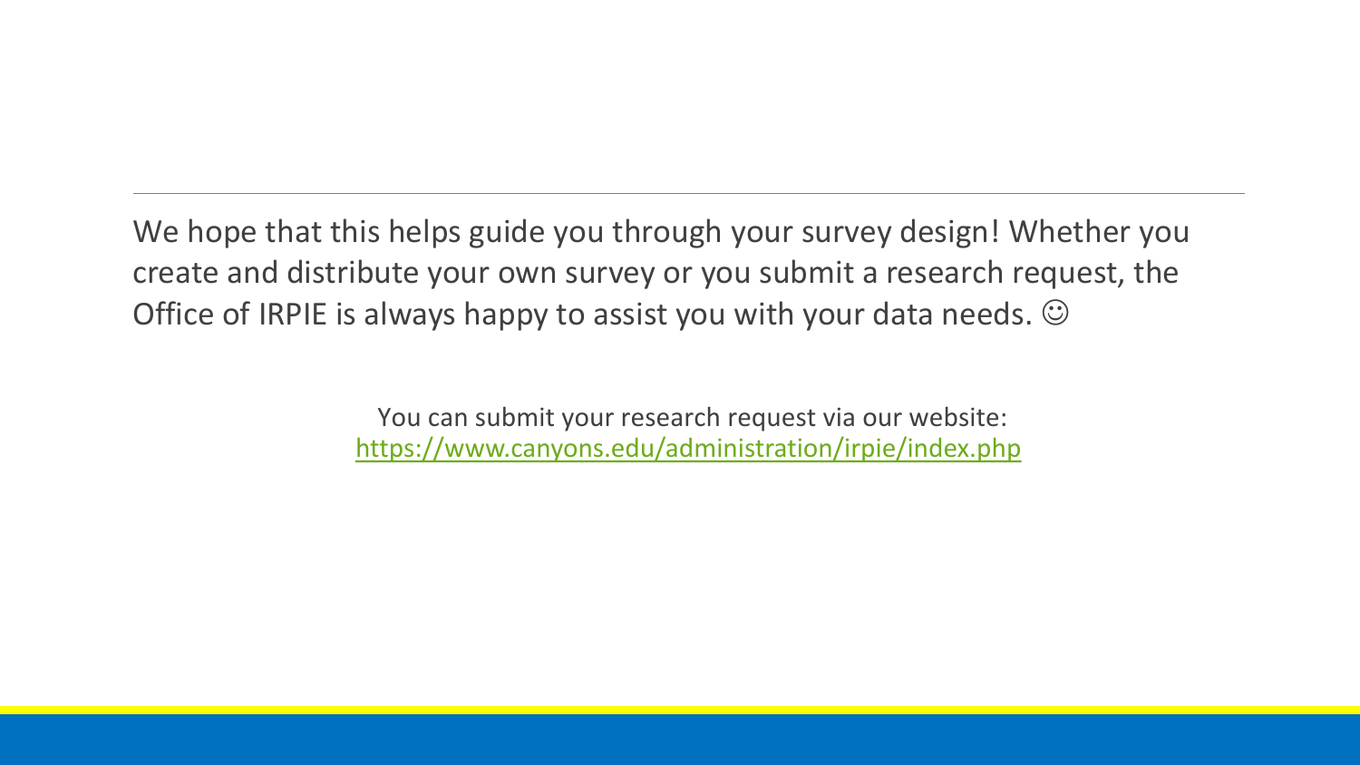We hope that this helps guide you through your survey design! Whether you create and distribute your own survey or you submit a research request, the Office of IRPIE is always happy to assist you with your data needs. ☺

You can submit your research request via our website: [https://www.canyons.edu/administration/irpie/index.php](https://www.canyons.edu/administration/irpie/index.php)